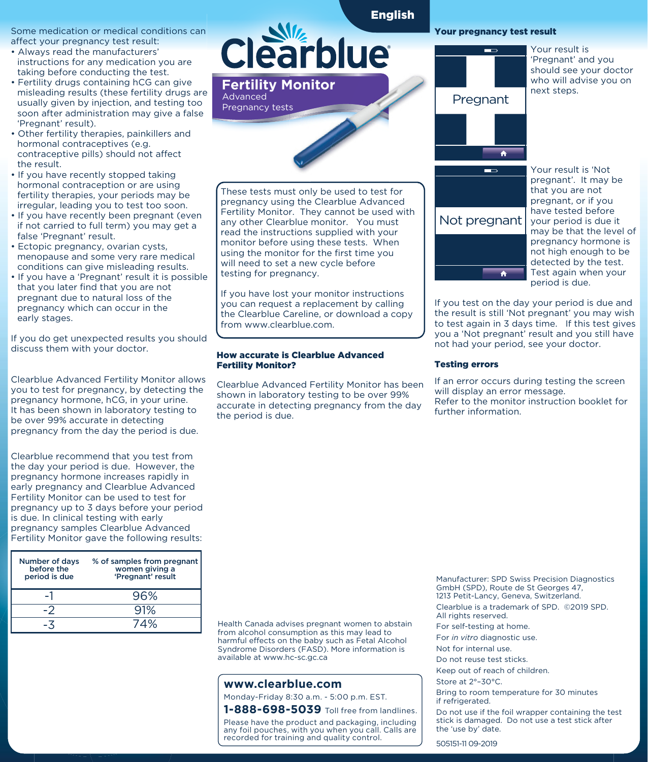English

# Clearblue

## Fertility Monitor

Advanced
Pregnancy tests

These tests must only be used to test for pregnancy using the Clearblue Advanced Fertility Monitor. They cannot be used with any other Clearblue monitor. You must read the instructions supplied with your monitor before using these tests. When using the monitor for the first time you will need to set a new cycle before testing for pregnancy.

If you have lost your monitor instructions you can request a replacement by calling the Clearblue Careline, or download a copy from www.clearblue.com.

Some medication or medical conditions can affect your pregnancy test result:

- Always read the manufacturers' instructions for any medication you are taking before conducting the test.
- Fertility drugs containing hCG can give misleading results (these fertility drugs are usually given by injection, and testing too soon after administration may give a false 'Pregnant' result).
- Other fertility therapies, painkillers and hormonal contraceptives (e.g. contraceptive pills) should not affect the result.
- If you have recently stopped taking hormonal contraception or are using fertility therapies, your periods may be irregular, leading you to test too soon.
- If you have recently been pregnant (even if not carried to full term) you may get a false 'Pregnant' result.
- Ectopic pregnancy, ovarian cysts, menopause and some very rare medical conditions can give misleading results.
- If you have a 'Pregnant' result it is possible that you later find that you are not pregnant due to natural loss of the pregnancy which can occur in the early stages.

If you do get unexpected results you should discuss them with your doctor.

Clearblue Advanced Fertility Monitor allows you to test for pregnancy, by detecting the pregnancy hormone, hCG, in your urine. It has been shown in laboratory testing to be over 99% accurate in detecting pregnancy from the day the period is due.

Clearblue recommend that you test from the day your period is due. However, the pregnancy hormone increases rapidly in early pregnancy and Clearblue Advanced Fertility Monitor can be used to test for pregnancy up to 3 days before your period is due. In clinical testing with early pregnancy samples Clearblue Advanced Fertility Monitor gave the following results:

| Number of days before the period is due | % of samples from pregnant women giving a 'Pregnant' result |
|---|---|
| -1 | 96% |
| -2 | 91% |
| -3 | 74% |

### How accurate is Clearblue Advanced Fertility Monitor?

Clearblue Advanced Fertility Monitor has been shown in laboratory testing to be over 99% accurate in detecting pregnancy from the day the period is due.

### Your pregnancy test result

Pregnant

Your result is 'Pregnant' and you should see your doctor who will advise you on next steps.

Not pregnant

Your result is 'Not pregnant'. It may be that you are not pregnant, or if you have tested before your period is due it may be that the level of pregnancy hormone is not high enough to be detected by the test. Test again when your period is due.

If you test on the day your period is due and the result is still 'Not pregnant' you may wish to test again in 3 days time. If this test gives you a 'Not pregnant' result and you still have not had your period, see your doctor.

### Testing errors

If an error occurs during testing the screen will display an error message.
Refer to the monitor instruction booklet for further information.

Health Canada advises pregnant women to abstain from alcohol consumption as this may lead to harmful effects on the baby such as Fetal Alcohol Syndrome Disorders (FASD). More information is available at www.hc-sc.gc.ca

**www.clearblue.com**

Monday-Friday 8:30 a.m. - 5:00 p.m. EST.

**1-888-698-5039** Toll free from landlines.

Please have the product and packaging, including any foil pouches, with you when you call. Calls are recorded for training and quality control.

Manufacturer: SPD Swiss Precision Diagnostics GmbH (SPD), Route de St Georges 47, 1213 Petit-Lancy, Geneva, Switzerland.

Clearblue is a trademark of SPD. ©2019 SPD. All rights reserved.

For self-testing at home.

For *in vitro* diagnostic use.

Not for internal use.

Do not reuse test sticks.

Keep out of reach of children.

Store at 2°–30°C.

Bring to room temperature for 30 minutes if refrigerated.

Do not use if the foil wrapper containing the test stick is damaged. Do not use a test stick after the 'use by' date.

505151-11 09-2019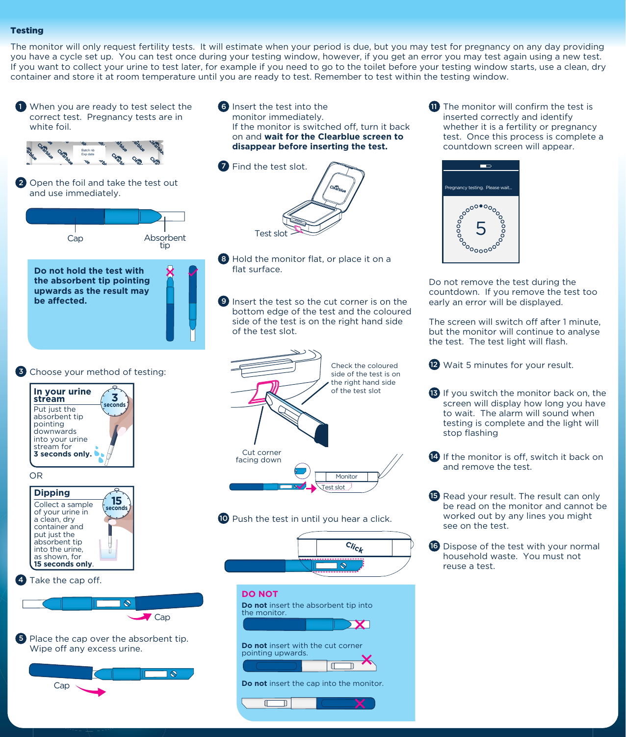## Testing

The monitor will only request fertility tests. It will estimate when your period is due, but you may test for pregnancy on any day providing you have a cycle set up. You can test once during your testing window, however, if you get an error you may test again using a new test. If you want to collect your urine to test later, for example if you need to go to the toilet before your testing window starts, use a clean, dry container and store it at room temperature until you are ready to test. Remember to test within the testing window.

1. When you are ready to test select the correct test. Pregnancy tests are in white foil.

Batch nb
Exp date

2. Open the foil and take the test out and use immediately.

Cap

Absorbent tip

**Do not hold the test with the absorbent tip pointing upwards as the result may be affected.**

3. Choose your method of testing:

**In your urine stream**

3 seconds

Put just the absorbent tip pointing downwards into your urine stream for **3 seconds only.**

OR

**Dipping**

15 seconds

Collect a sample of your urine in a clean, dry container and put just the absorbent tip into the urine, as shown, for **15 seconds only**.

4. Take the cap off.

Cap

5. Place the cap over the absorbent tip. Wipe off any excess urine.

Cap

6. Insert the test into the monitor immediately. If the monitor is switched off, turn it back on and **wait for the Clearblue screen to disappear before inserting the test.**

7. Find the test slot.

Test slot

8. Hold the monitor flat, or place it on a flat surface.

9. Insert the test so the cut corner is on the bottom edge of the test and the coloured side of the test is on the right hand side of the test slot.

Check the coloured side of the test is on the right hand side of the test slot

Cut corner facing down

Monitor

Test slot

10. Push the test in until you hear a click.

Click

**DO NOT**

**Do not** insert the absorbent tip into the monitor.

**Do not** insert with the cut corner pointing upwards.

**Do not** insert the cap into the monitor.

11. The monitor will confirm the test is inserted correctly and identify whether it is a fertility or pregnancy test. Once this process is complete a countdown screen will appear.

Pregnancy testing. Please wait...

5

Do not remove the test during the countdown. If you remove the test too early an error will be displayed.

The screen will switch off after 1 minute, but the monitor will continue to analyse the test. The test light will flash.

12. Wait 5 minutes for your result.

13. If you switch the monitor back on, the screen will display how long you have to wait. The alarm will sound when testing is complete and the light will stop flashing

14. If the monitor is off, switch it back on and remove the test.

15. Read your result. The result can only be read on the monitor and cannot be worked out by any lines you might see on the test.

16. Dispose of the test with your normal household waste. You must not reuse a test.